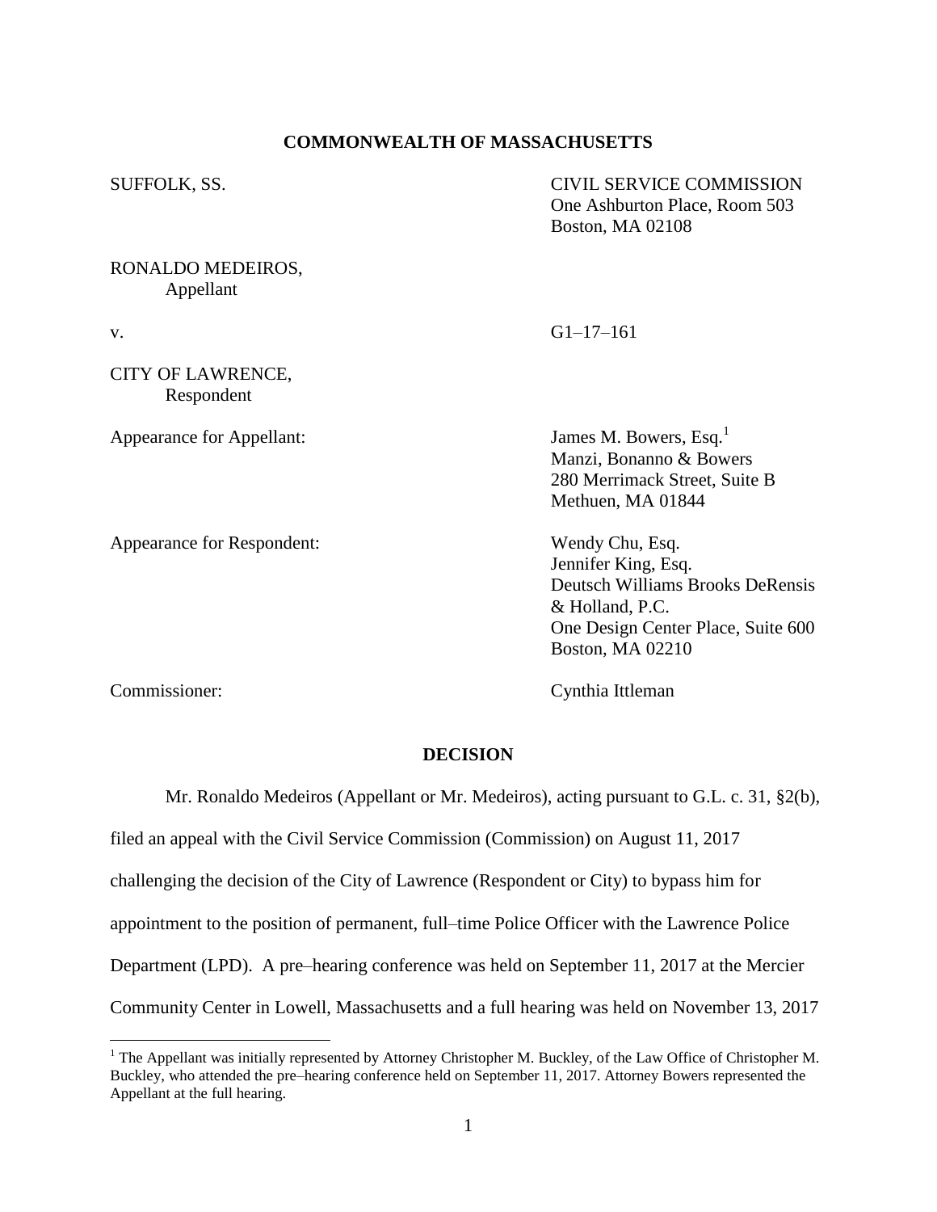**COMMONWEALTH OF MASSACHUSETTS**

SUFFOLK, SS.

CIVIL SERVICE COMMISSION
One Ashburton Place, Room 503
Boston, MA 02108

RONALDO MEDEIROS,
Appellant

v.

G1–17–161

CITY OF LAWRENCE,
Respondent

Appearance for Appellant:

James M. Bowers, Esq.[1]
Manzi, Bonanno & Bowers
280 Merrimack Street, Suite B
Methuen, MA 01844

Appearance for Respondent:

Wendy Chu, Esq.
Jennifer King, Esq.
Deutsch Williams Brooks DeRensis & Holland, P.C.
One Design Center Place, Suite 600
Boston, MA 02210

Commissioner:

Cynthia Ittleman

**DECISION**

Mr. Ronaldo Medeiros (Appellant or Mr. Medeiros), acting pursuant to G.L. c. 31, §2(b), filed an appeal with the Civil Service Commission (Commission) on August 11, 2017 challenging the decision of the City of Lawrence (Respondent or City) to bypass him for appointment to the position of permanent, full–time Police Officer with the Lawrence Police Department (LPD). A pre–hearing conference was held on September 11, 2017 at the Mercier Community Center in Lowell, Massachusetts and a full hearing was held on November 13, 2017

[1] The Appellant was initially represented by Attorney Christopher M. Buckley, of the Law Office of Christopher M. Buckley, who attended the pre–hearing conference held on September 11, 2017. Attorney Bowers represented the Appellant at the full hearing.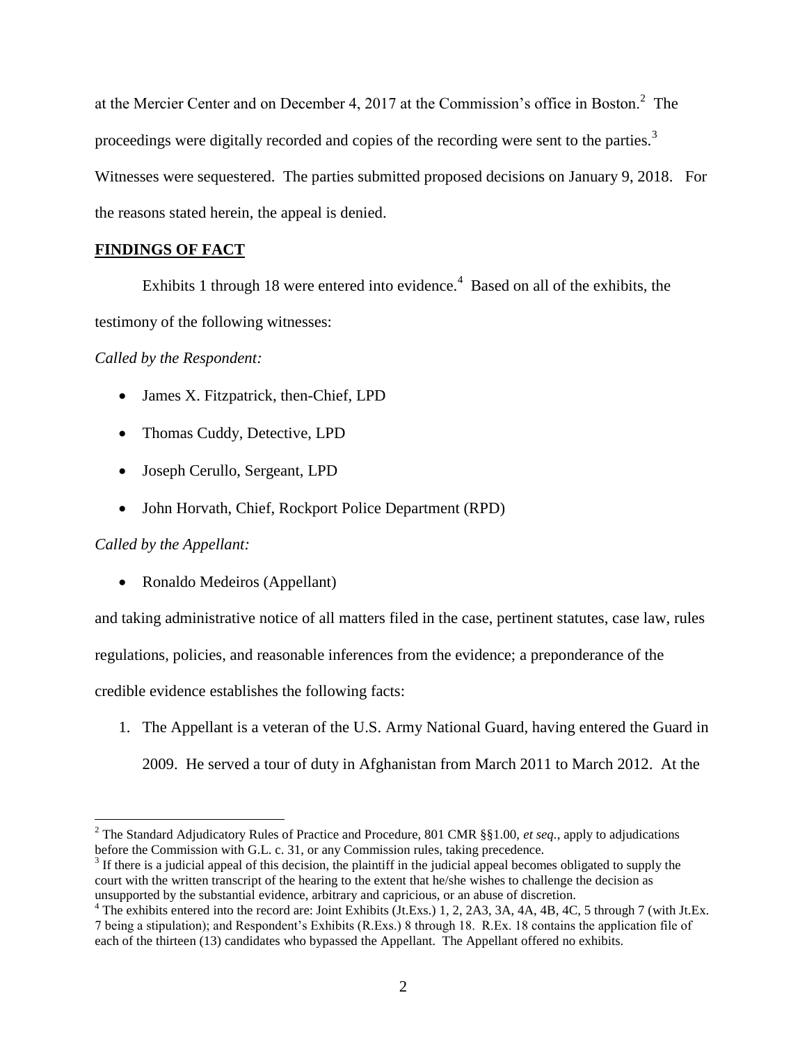at the Mercier Center and on December 4, 2017 at the Commission's office in Boston.[2] The proceedings were digitally recorded and copies of the recording were sent to the parties.[3] Witnesses were sequestered. The parties submitted proposed decisions on January 9, 2018. For the reasons stated herein, the appeal is denied.

## FINDINGS OF FACT

Exhibits 1 through 18 were entered into evidence.[4] Based on all of the exhibits, the testimony of the following witnesses:

*Called by the Respondent:*

- James X. Fitzpatrick, then-Chief, LPD
- Thomas Cuddy, Detective, LPD
- Joseph Cerullo, Sergeant, LPD
- John Horvath, Chief, Rockport Police Department (RPD)

*Called by the Appellant:*

- Ronaldo Medeiros (Appellant)

and taking administrative notice of all matters filed in the case, pertinent statutes, case law, rules regulations, policies, and reasonable inferences from the evidence; a preponderance of the credible evidence establishes the following facts:

1. The Appellant is a veteran of the U.S. Army National Guard, having entered the Guard in 2009. He served a tour of duty in Afghanistan from March 2011 to March 2012. At the

---

[2] The Standard Adjudicatory Rules of Practice and Procedure, 801 CMR §§1.00, *et seq.*, apply to adjudications before the Commission with G.L. c. 31, or any Commission rules, taking precedence.

[3] If there is a judicial appeal of this decision, the plaintiff in the judicial appeal becomes obligated to supply the court with the written transcript of the hearing to the extent that he/she wishes to challenge the decision as unsupported by the substantial evidence, arbitrary and capricious, or an abuse of discretion.

[4] The exhibits entered into the record are: Joint Exhibits (Jt.Exs.) 1, 2, 2A3, 3A, 4A, 4B, 4C, 5 through 7 (with Jt.Ex. 7 being a stipulation); and Respondent's Exhibits (R.Exs.) 8 through 18. R.Ex. 18 contains the application file of each of the thirteen (13) candidates who bypassed the Appellant. The Appellant offered no exhibits.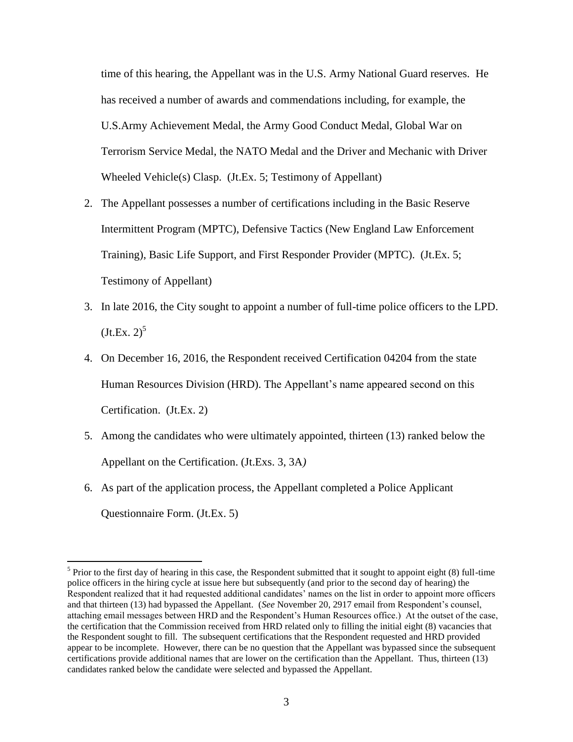time of this hearing, the Appellant was in the U.S. Army National Guard reserves. He has received a number of awards and commendations including, for example, the U.S.Army Achievement Medal, the Army Good Conduct Medal, Global War on Terrorism Service Medal, the NATO Medal and the Driver and Mechanic with Driver Wheeled Vehicle(s) Clasp. (Jt.Ex. 5; Testimony of Appellant)

2. The Appellant possesses a number of certifications including in the Basic Reserve Intermittent Program (MPTC), Defensive Tactics (New England Law Enforcement Training), Basic Life Support, and First Responder Provider (MPTC). (Jt.Ex. 5; Testimony of Appellant)

3. In late 2016, the City sought to appoint a number of full-time police officers to the LPD. (Jt.Ex. 2)[5]

4. On December 16, 2016, the Respondent received Certification 04204 from the state Human Resources Division (HRD). The Appellant's name appeared second on this Certification. (Jt.Ex. 2)

5. Among the candidates who were ultimately appointed, thirteen (13) ranked below the Appellant on the Certification. (Jt.Exs. 3, 3A*)*

6. As part of the application process, the Appellant completed a Police Applicant Questionnaire Form. (Jt.Ex. 5)

---

[5] Prior to the first day of hearing in this case, the Respondent submitted that it sought to appoint eight (8) full-time police officers in the hiring cycle at issue here but subsequently (and prior to the second day of hearing) the Respondent realized that it had requested additional candidates' names on the list in order to appoint more officers and that thirteen (13) had bypassed the Appellant. (*See* November 20, 2917 email from Respondent's counsel, attaching email messages between HRD and the Respondent's Human Resources office.) At the outset of the case, the certification that the Commission received from HRD related only to filling the initial eight (8) vacancies that the Respondent sought to fill. The subsequent certifications that the Respondent requested and HRD provided appear to be incomplete. However, there can be no question that the Appellant was bypassed since the subsequent certifications provide additional names that are lower on the certification than the Appellant. Thus, thirteen (13) candidates ranked below the candidate were selected and bypassed the Appellant.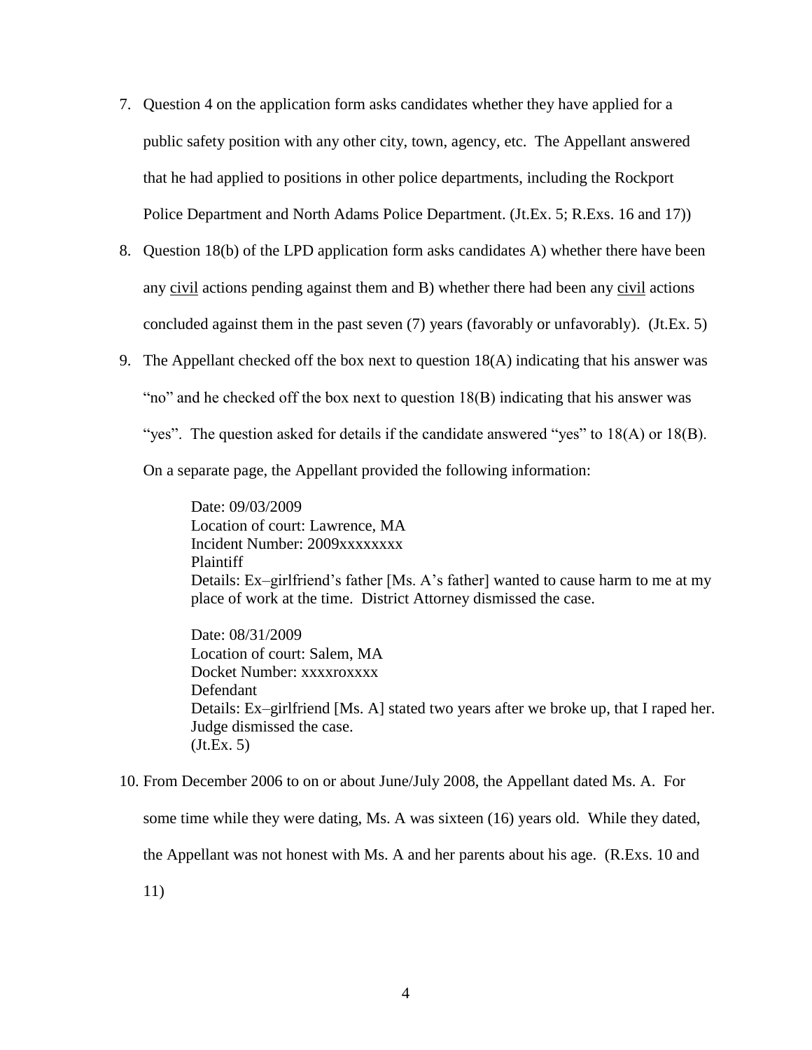7. Question 4 on the application form asks candidates whether they have applied for a public safety position with any other city, town, agency, etc. The Appellant answered that he had applied to positions in other police departments, including the Rockport Police Department and North Adams Police Department. (Jt.Ex. 5; R.Exs. 16 and 17))

8. Question 18(b) of the LPD application form asks candidates A) whether there have been any <u>civil</u> actions pending against them and B) whether there had been any <u>civil</u> actions concluded against them in the past seven (7) years (favorably or unfavorably). (Jt.Ex. 5)

9. The Appellant checked off the box next to question 18(A) indicating that his answer was "no" and he checked off the box next to question 18(B) indicating that his answer was "yes". The question asked for details if the candidate answered "yes" to 18(A) or 18(B). On a separate page, the Appellant provided the following information:

   > Date: 09/03/2009
   > Location of court: Lawrence, MA
   > Incident Number: 2009xxxxxxxx
   > Plaintiff
   > Details: Ex–girlfriend's father [Ms. A's father] wanted to cause harm to me at my place of work at the time. District Attorney dismissed the case.
   >
   > Date: 08/31/2009
   > Location of court: Salem, MA
   > Docket Number: xxxxroxxxx
   > Defendant
   > Details: Ex–girlfriend [Ms. A] stated two years after we broke up, that I raped her. Judge dismissed the case.
   > (Jt.Ex. 5)

10. From December 2006 to on or about June/July 2008, the Appellant dated Ms. A. For some time while they were dating, Ms. A was sixteen (16) years old. While they dated, the Appellant was not honest with Ms. A and her parents about his age. (R.Exs. 10 and 11)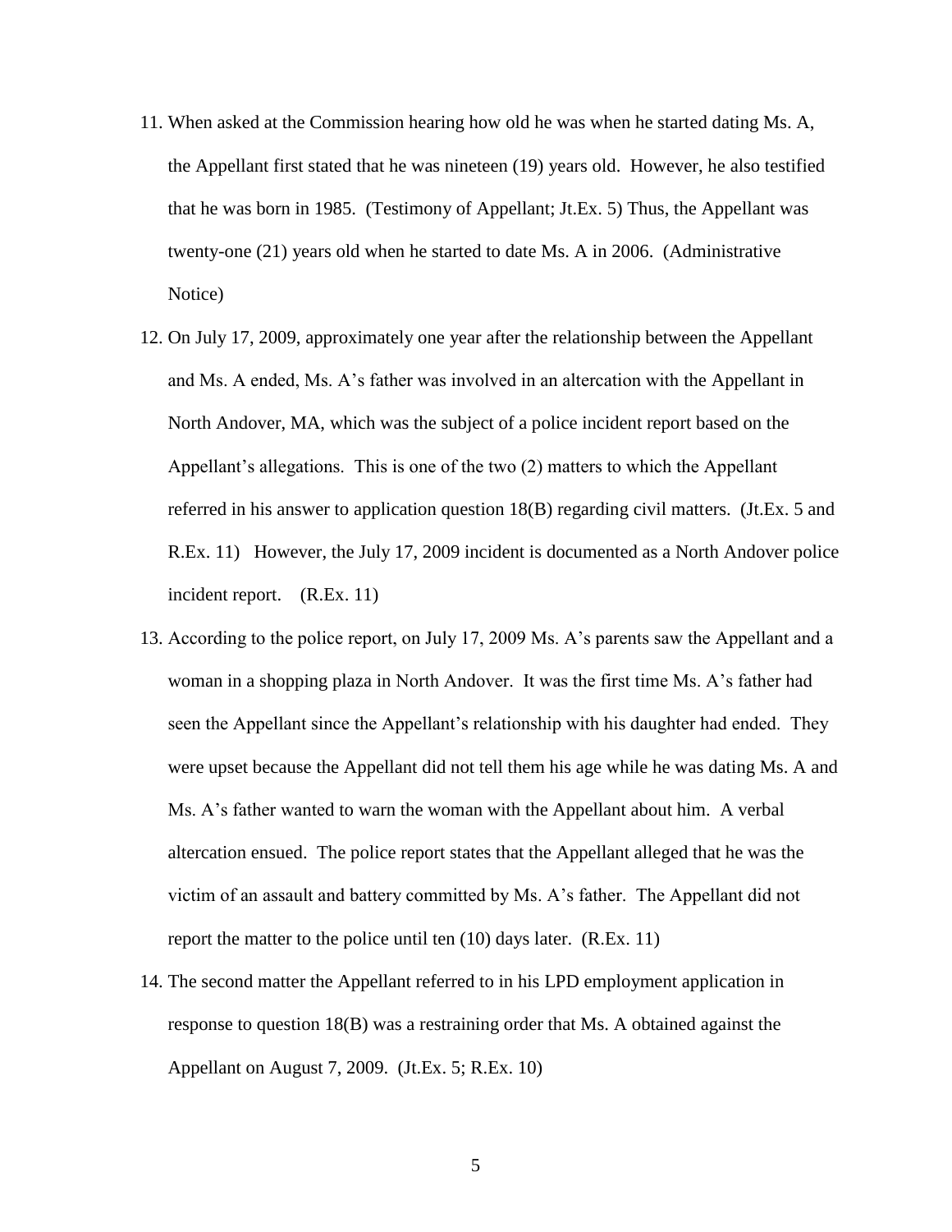11. When asked at the Commission hearing how old he was when he started dating Ms. A, the Appellant first stated that he was nineteen (19) years old. However, he also testified that he was born in 1985. (Testimony of Appellant; Jt.Ex. 5) Thus, the Appellant was twenty-one (21) years old when he started to date Ms. A in 2006. (Administrative Notice)

12. On July 17, 2009, approximately one year after the relationship between the Appellant and Ms. A ended, Ms. A's father was involved in an altercation with the Appellant in North Andover, MA, which was the subject of a police incident report based on the Appellant's allegations. This is one of the two (2) matters to which the Appellant referred in his answer to application question 18(B) regarding civil matters. (Jt.Ex. 5 and R.Ex. 11) However, the July 17, 2009 incident is documented as a North Andover police incident report. (R.Ex. 11)

13. According to the police report, on July 17, 2009 Ms. A's parents saw the Appellant and a woman in a shopping plaza in North Andover. It was the first time Ms. A's father had seen the Appellant since the Appellant's relationship with his daughter had ended. They were upset because the Appellant did not tell them his age while he was dating Ms. A and Ms. A's father wanted to warn the woman with the Appellant about him. A verbal altercation ensued. The police report states that the Appellant alleged that he was the victim of an assault and battery committed by Ms. A's father. The Appellant did not report the matter to the police until ten (10) days later. (R.Ex. 11)

14. The second matter the Appellant referred to in his LPD employment application in response to question 18(B) was a restraining order that Ms. A obtained against the Appellant on August 7, 2009. (Jt.Ex. 5; R.Ex. 10)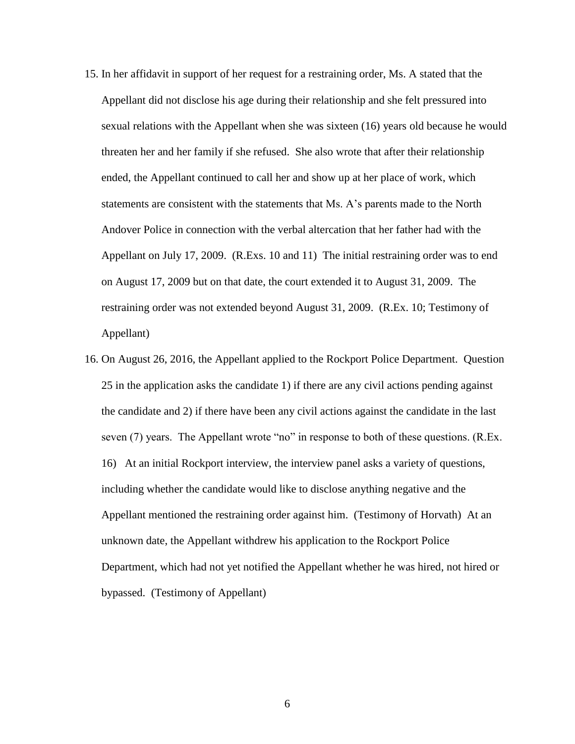15. In her affidavit in support of her request for a restraining order, Ms. A stated that the Appellant did not disclose his age during their relationship and she felt pressured into sexual relations with the Appellant when she was sixteen (16) years old because he would threaten her and her family if she refused. She also wrote that after their relationship ended, the Appellant continued to call her and show up at her place of work, which statements are consistent with the statements that Ms. A's parents made to the North Andover Police in connection with the verbal altercation that her father had with the Appellant on July 17, 2009. (R.Exs. 10 and 11) The initial restraining order was to end on August 17, 2009 but on that date, the court extended it to August 31, 2009. The restraining order was not extended beyond August 31, 2009. (R.Ex. 10; Testimony of Appellant)

16. On August 26, 2016, the Appellant applied to the Rockport Police Department. Question 25 in the application asks the candidate 1) if there are any civil actions pending against the candidate and 2) if there have been any civil actions against the candidate in the last seven (7) years. The Appellant wrote "no" in response to both of these questions. (R.Ex. 16) At an initial Rockport interview, the interview panel asks a variety of questions, including whether the candidate would like to disclose anything negative and the Appellant mentioned the restraining order against him. (Testimony of Horvath) At an unknown date, the Appellant withdrew his application to the Rockport Police Department, which had not yet notified the Appellant whether he was hired, not hired or bypassed. (Testimony of Appellant)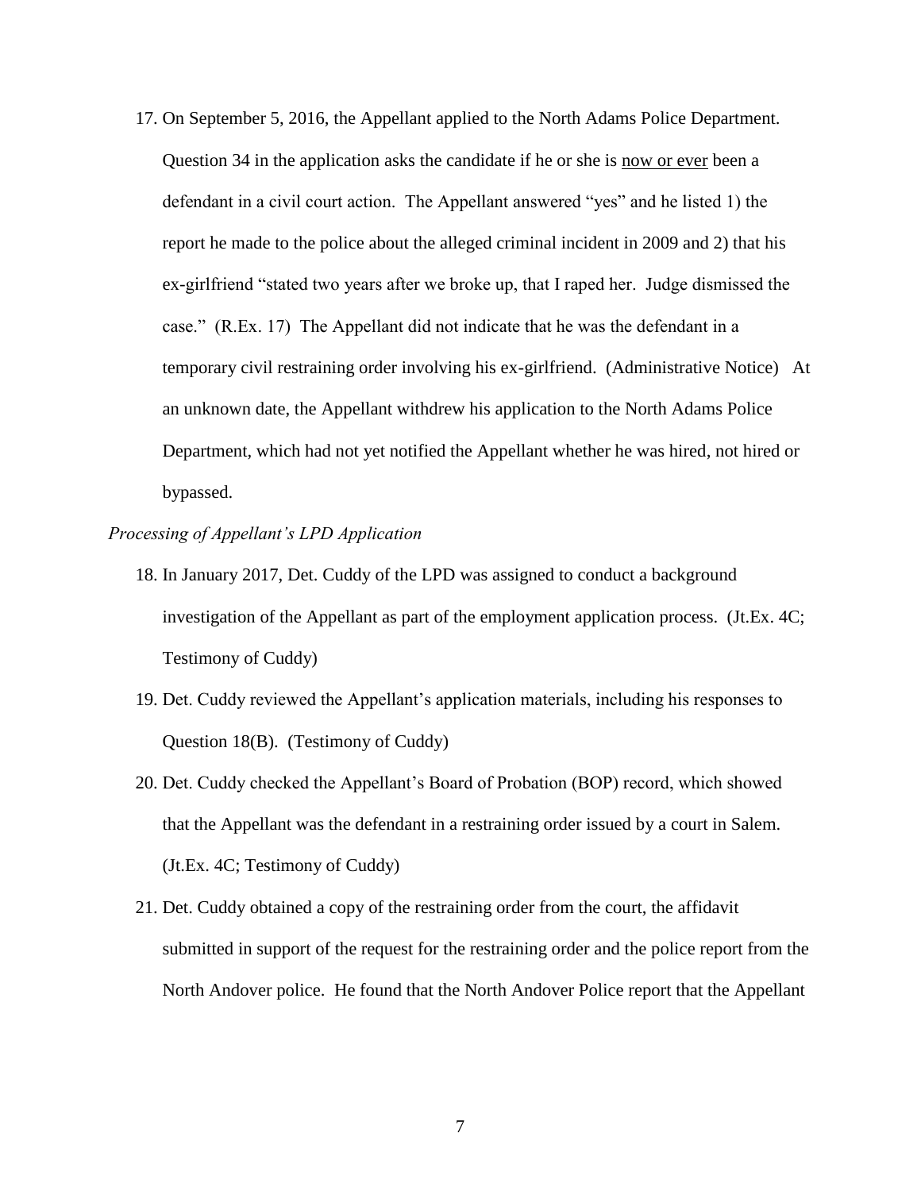17. On September 5, 2016, the Appellant applied to the North Adams Police Department. Question 34 in the application asks the candidate if he or she is <u>now or ever</u> been a defendant in a civil court action. The Appellant answered "yes" and he listed 1) the report he made to the police about the alleged criminal incident in 2009 and 2) that his ex-girlfriend "stated two years after we broke up, that I raped her. Judge dismissed the case." (R.Ex. 17) The Appellant did not indicate that he was the defendant in a temporary civil restraining order involving his ex-girlfriend. (Administrative Notice) At an unknown date, the Appellant withdrew his application to the North Adams Police Department, which had not yet notified the Appellant whether he was hired, not hired or bypassed.

*Processing of Appellant's LPD Application*

18. In January 2017, Det. Cuddy of the LPD was assigned to conduct a background investigation of the Appellant as part of the employment application process. (Jt.Ex. 4C; Testimony of Cuddy)

19. Det. Cuddy reviewed the Appellant's application materials, including his responses to Question 18(B). (Testimony of Cuddy)

20. Det. Cuddy checked the Appellant's Board of Probation (BOP) record, which showed that the Appellant was the defendant in a restraining order issued by a court in Salem. (Jt.Ex. 4C; Testimony of Cuddy)

21. Det. Cuddy obtained a copy of the restraining order from the court, the affidavit submitted in support of the request for the restraining order and the police report from the North Andover police. He found that the North Andover Police report that the Appellant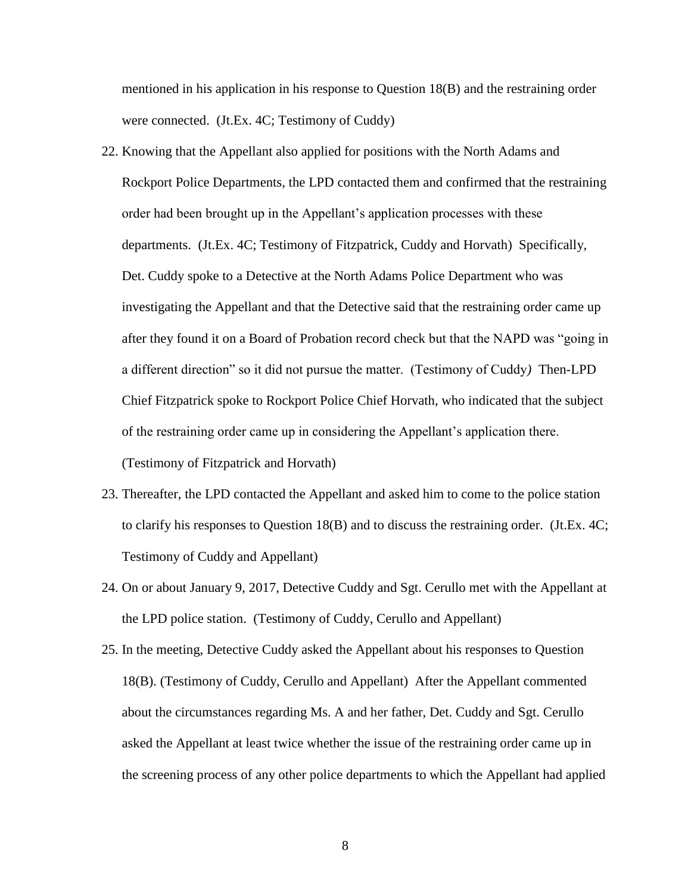mentioned in his application in his response to Question 18(B) and the restraining order were connected. (Jt.Ex. 4C; Testimony of Cuddy)

22. Knowing that the Appellant also applied for positions with the North Adams and Rockport Police Departments, the LPD contacted them and confirmed that the restraining order had been brought up in the Appellant's application processes with these departments. (Jt.Ex. 4C; Testimony of Fitzpatrick, Cuddy and Horvath) Specifically, Det. Cuddy spoke to a Detective at the North Adams Police Department who was investigating the Appellant and that the Detective said that the restraining order came up after they found it on a Board of Probation record check but that the NAPD was "going in a different direction" so it did not pursue the matter. (Testimony of Cuddy*)* Then-LPD Chief Fitzpatrick spoke to Rockport Police Chief Horvath, who indicated that the subject of the restraining order came up in considering the Appellant's application there. (Testimony of Fitzpatrick and Horvath)

23. Thereafter, the LPD contacted the Appellant and asked him to come to the police station to clarify his responses to Question 18(B) and to discuss the restraining order. (Jt.Ex. 4C; Testimony of Cuddy and Appellant)

24. On or about January 9, 2017, Detective Cuddy and Sgt. Cerullo met with the Appellant at the LPD police station. (Testimony of Cuddy, Cerullo and Appellant)

25. In the meeting, Detective Cuddy asked the Appellant about his responses to Question 18(B). (Testimony of Cuddy, Cerullo and Appellant) After the Appellant commented about the circumstances regarding Ms. A and her father, Det. Cuddy and Sgt. Cerullo asked the Appellant at least twice whether the issue of the restraining order came up in the screening process of any other police departments to which the Appellant had applied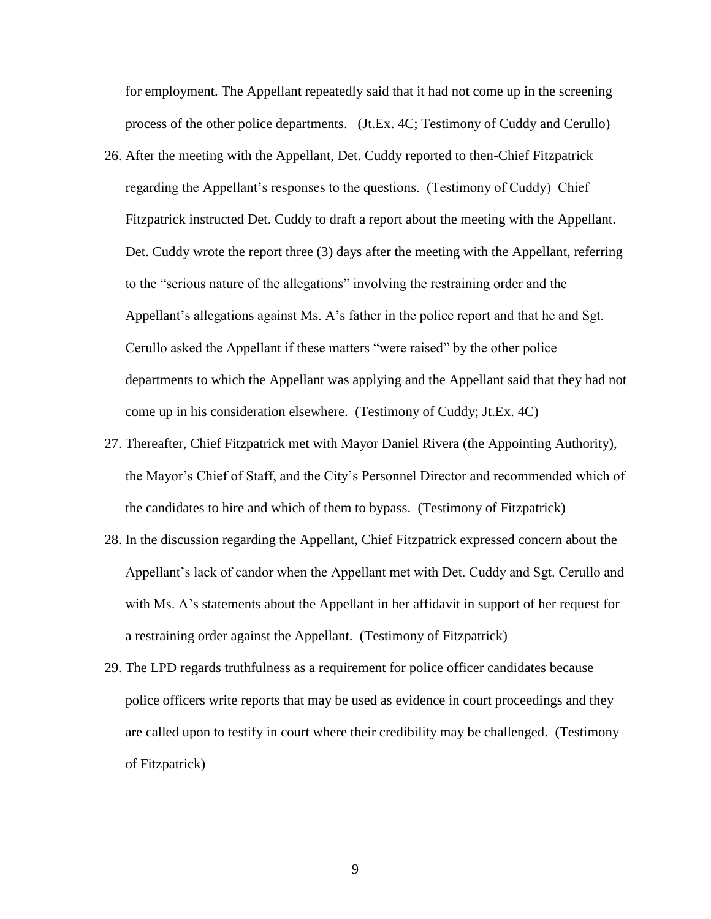for employment. The Appellant repeatedly said that it had not come up in the screening process of the other police departments. (Jt.Ex. 4C; Testimony of Cuddy and Cerullo)

26. After the meeting with the Appellant, Det. Cuddy reported to then-Chief Fitzpatrick regarding the Appellant's responses to the questions. (Testimony of Cuddy) Chief Fitzpatrick instructed Det. Cuddy to draft a report about the meeting with the Appellant. Det. Cuddy wrote the report three (3) days after the meeting with the Appellant, referring to the "serious nature of the allegations" involving the restraining order and the Appellant's allegations against Ms. A's father in the police report and that he and Sgt. Cerullo asked the Appellant if these matters "were raised" by the other police departments to which the Appellant was applying and the Appellant said that they had not come up in his consideration elsewhere. (Testimony of Cuddy; Jt.Ex. 4C)

27. Thereafter, Chief Fitzpatrick met with Mayor Daniel Rivera (the Appointing Authority), the Mayor's Chief of Staff, and the City's Personnel Director and recommended which of the candidates to hire and which of them to bypass. (Testimony of Fitzpatrick)

28. In the discussion regarding the Appellant, Chief Fitzpatrick expressed concern about the Appellant's lack of candor when the Appellant met with Det. Cuddy and Sgt. Cerullo and with Ms. A's statements about the Appellant in her affidavit in support of her request for a restraining order against the Appellant. (Testimony of Fitzpatrick)

29. The LPD regards truthfulness as a requirement for police officer candidates because police officers write reports that may be used as evidence in court proceedings and they are called upon to testify in court where their credibility may be challenged. (Testimony of Fitzpatrick)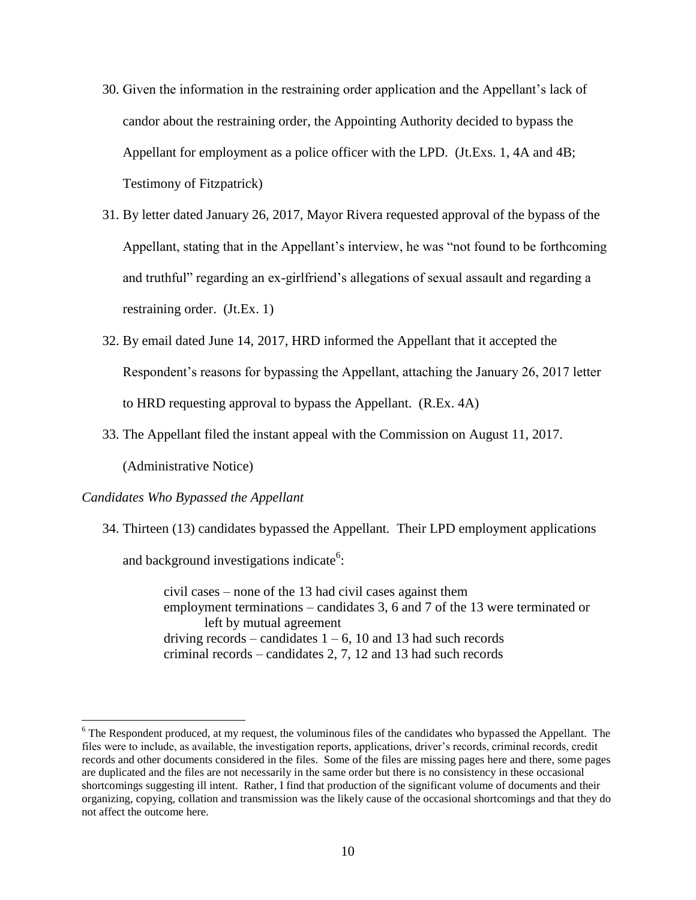30. Given the information in the restraining order application and the Appellant's lack of candor about the restraining order, the Appointing Authority decided to bypass the Appellant for employment as a police officer with the LPD. (Jt.Exs. 1, 4A and 4B; Testimony of Fitzpatrick)

31. By letter dated January 26, 2017, Mayor Rivera requested approval of the bypass of the Appellant, stating that in the Appellant's interview, he was "not found to be forthcoming and truthful" regarding an ex-girlfriend's allegations of sexual assault and regarding a restraining order. (Jt.Ex. 1)

32. By email dated June 14, 2017, HRD informed the Appellant that it accepted the Respondent's reasons for bypassing the Appellant, attaching the January 26, 2017 letter to HRD requesting approval to bypass the Appellant. (R.Ex. 4A)

33. The Appellant filed the instant appeal with the Commission on August 11, 2017. (Administrative Notice)

*Candidates Who Bypassed the Appellant*

34. Thirteen (13) candidates bypassed the Appellant. Their LPD employment applications and background investigations indicate[6]:

    civil cases – none of the 13 had civil cases against them
    employment terminations – candidates 3, 6 and 7 of the 13 were terminated or left by mutual agreement
    driving records – candidates 1 – 6, 10 and 13 had such records
    criminal records – candidates 2, 7, 12 and 13 had such records

---

[6] The Respondent produced, at my request, the voluminous files of the candidates who bypassed the Appellant. The files were to include, as available, the investigation reports, applications, driver's records, criminal records, credit records and other documents considered in the files. Some of the files are missing pages here and there, some pages are duplicated and the files are not necessarily in the same order but there is no consistency in these occasional shortcomings suggesting ill intent. Rather, I find that production of the significant volume of documents and their organizing, copying, collation and transmission was the likely cause of the occasional shortcomings and that they do not affect the outcome here.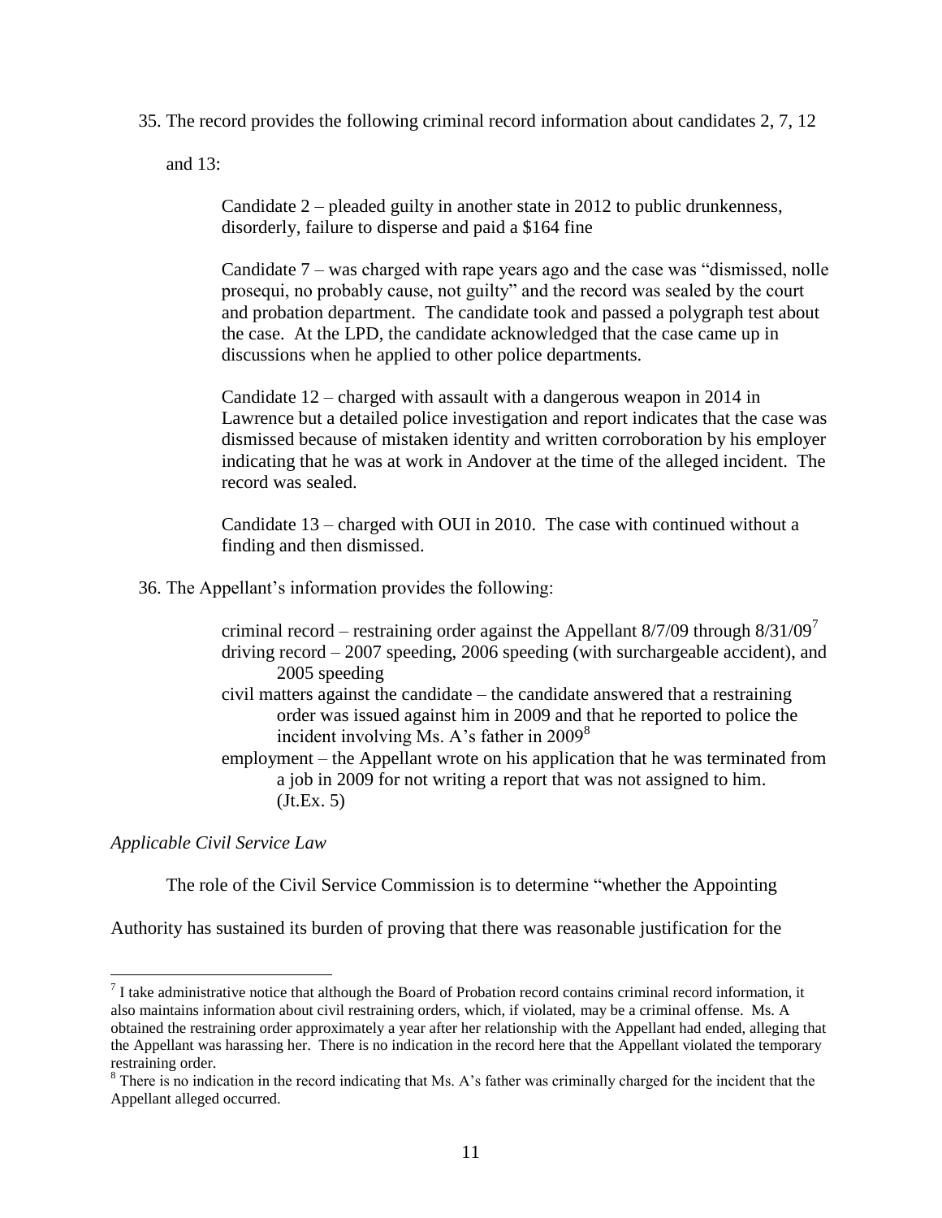35. The record provides the following criminal record information about candidates 2, 7, 12 and 13:

> Candidate 2 – pleaded guilty in another state in 2012 to public drunkenness, disorderly, failure to disperse and paid a $164 fine
>
> Candidate 7 – was charged with rape years ago and the case was "dismissed, nolle prosequi, no probably cause, not guilty" and the record was sealed by the court and probation department. The candidate took and passed a polygraph test about the case. At the LPD, the candidate acknowledged that the case came up in discussions when he applied to other police departments.
>
> Candidate 12 – charged with assault with a dangerous weapon in 2014 in Lawrence but a detailed police investigation and report indicates that the case was dismissed because of mistaken identity and written corroboration by his employer indicating that he was at work in Andover at the time of the alleged incident. The record was sealed.
>
> Candidate 13 – charged with OUI in 2010. The case with continued without a finding and then dismissed.

36. The Appellant's information provides the following:

> criminal record – restraining order against the Appellant 8/7/09 through 8/31/09[7]
> driving record – 2007 speeding, 2006 speeding (with surchargeable accident), and 2005 speeding
> civil matters against the candidate – the candidate answered that a restraining order was issued against him in 2009 and that he reported to police the incident involving Ms. A's father in 2009[8]
> employment – the Appellant wrote on his application that he was terminated from a job in 2009 for not writing a report that was not assigned to him. (Jt.Ex. 5)

*Applicable Civil Service Law*

The role of the Civil Service Commission is to determine "whether the Appointing Authority has sustained its burden of proving that there was reasonable justification for the

---

[7] I take administrative notice that although the Board of Probation record contains criminal record information, it also maintains information about civil restraining orders, which, if violated, may be a criminal offense. Ms. A obtained the restraining order approximately a year after her relationship with the Appellant had ended, alleging that the Appellant was harassing her. There is no indication in the record here that the Appellant violated the temporary restraining order.

[8] There is no indication in the record indicating that Ms. A's father was criminally charged for the incident that the Appellant alleged occurred.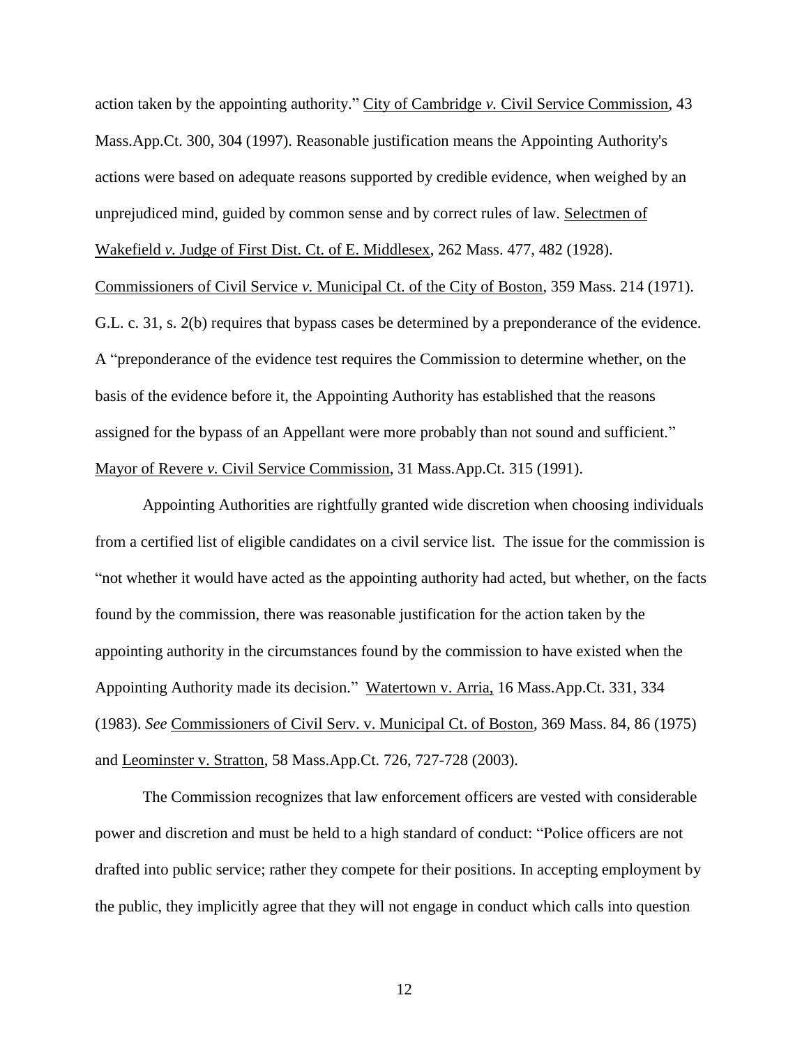action taken by the appointing authority." City of Cambridge *v.* Civil Service Commission, 43 Mass.App.Ct. 300, 304 (1997). Reasonable justification means the Appointing Authority's actions were based on adequate reasons supported by credible evidence, when weighed by an unprejudiced mind, guided by common sense and by correct rules of law. Selectmen of Wakefield *v.* Judge of First Dist. Ct. of E. Middlesex, 262 Mass. 477, 482 (1928). Commissioners of Civil Service *v.* Municipal Ct. of the City of Boston, 359 Mass. 214 (1971). G.L. c. 31, s. 2(b) requires that bypass cases be determined by a preponderance of the evidence. A "preponderance of the evidence test requires the Commission to determine whether, on the basis of the evidence before it, the Appointing Authority has established that the reasons assigned for the bypass of an Appellant were more probably than not sound and sufficient." Mayor of Revere *v.* Civil Service Commission, 31 Mass.App.Ct. 315 (1991).

Appointing Authorities are rightfully granted wide discretion when choosing individuals from a certified list of eligible candidates on a civil service list. The issue for the commission is "not whether it would have acted as the appointing authority had acted, but whether, on the facts found by the commission, there was reasonable justification for the action taken by the appointing authority in the circumstances found by the commission to have existed when the Appointing Authority made its decision." Watertown v. Arria, 16 Mass.App.Ct. 331, 334 (1983). *See* Commissioners of Civil Serv. v. Municipal Ct. of Boston, 369 Mass. 84, 86 (1975) and Leominster v. Stratton, 58 Mass.App.Ct. 726, 727-728 (2003).

The Commission recognizes that law enforcement officers are vested with considerable power and discretion and must be held to a high standard of conduct: "Police officers are not drafted into public service; rather they compete for their positions. In accepting employment by the public, they implicitly agree that they will not engage in conduct which calls into question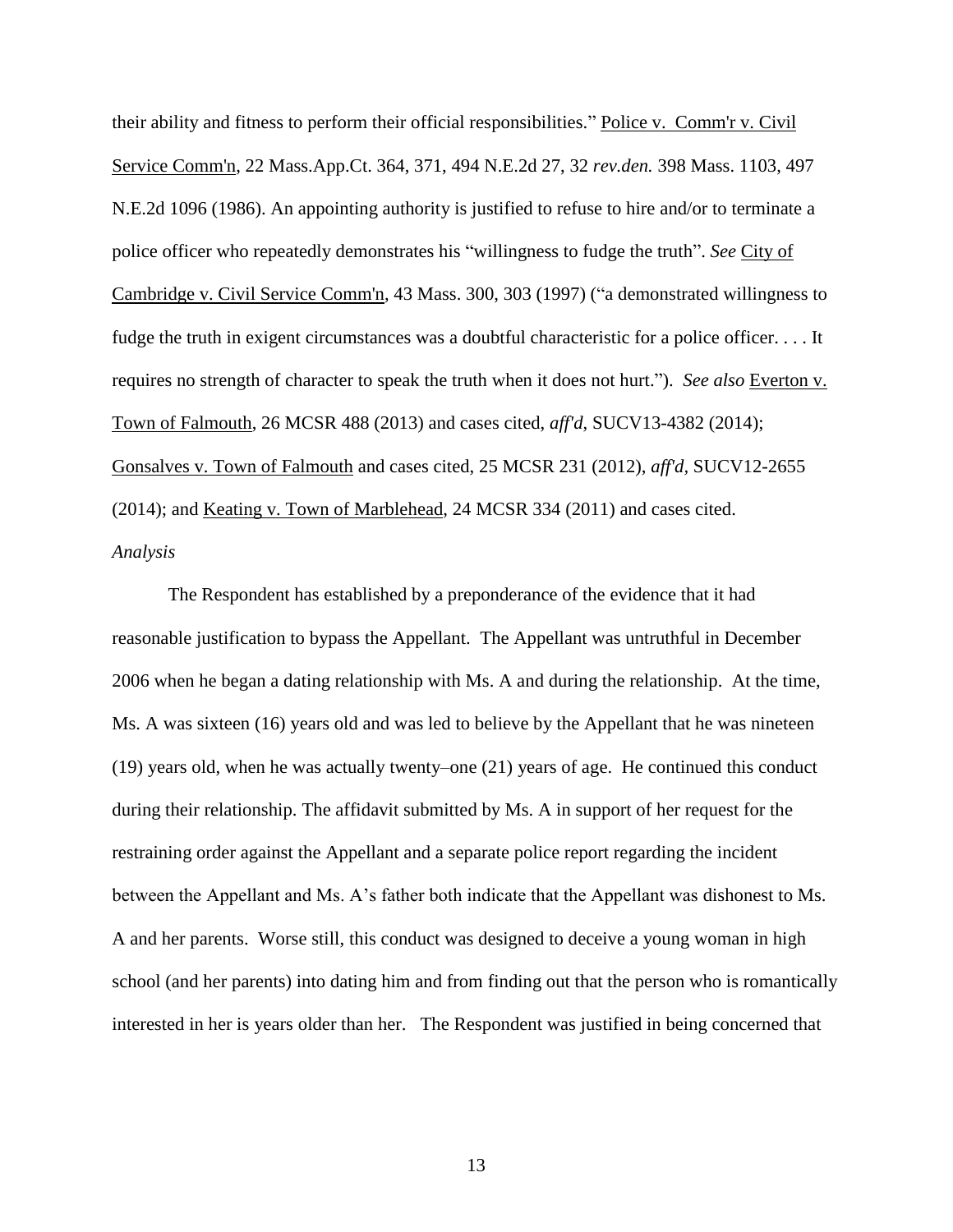their ability and fitness to perform their official responsibilities." Police v. Comm'r v. Civil Service Comm'n, 22 Mass.App.Ct. 364, 371, 494 N.E.2d 27, 32 *rev.den.* 398 Mass. 1103, 497 N.E.2d 1096 (1986). An appointing authority is justified to refuse to hire and/or to terminate a police officer who repeatedly demonstrates his "willingness to fudge the truth". *See* City of Cambridge v. Civil Service Comm'n, 43 Mass. 300, 303 (1997) ("a demonstrated willingness to fudge the truth in exigent circumstances was a doubtful characteristic for a police officer. . . . It requires no strength of character to speak the truth when it does not hurt."). *See also* Everton v. Town of Falmouth, 26 MCSR 488 (2013) and cases cited, *aff'd*, SUCV13-4382 (2014); Gonsalves v. Town of Falmouth and cases cited, 25 MCSR 231 (2012), *aff'd*, SUCV12-2655 (2014); and Keating v. Town of Marblehead, 24 MCSR 334 (2011) and cases cited.

*Analysis*

The Respondent has established by a preponderance of the evidence that it had reasonable justification to bypass the Appellant. The Appellant was untruthful in December 2006 when he began a dating relationship with Ms. A and during the relationship. At the time, Ms. A was sixteen (16) years old and was led to believe by the Appellant that he was nineteen (19) years old, when he was actually twenty–one (21) years of age. He continued this conduct during their relationship. The affidavit submitted by Ms. A in support of her request for the restraining order against the Appellant and a separate police report regarding the incident between the Appellant and Ms. A's father both indicate that the Appellant was dishonest to Ms. A and her parents. Worse still, this conduct was designed to deceive a young woman in high school (and her parents) into dating him and from finding out that the person who is romantically interested in her is years older than her. The Respondent was justified in being concerned that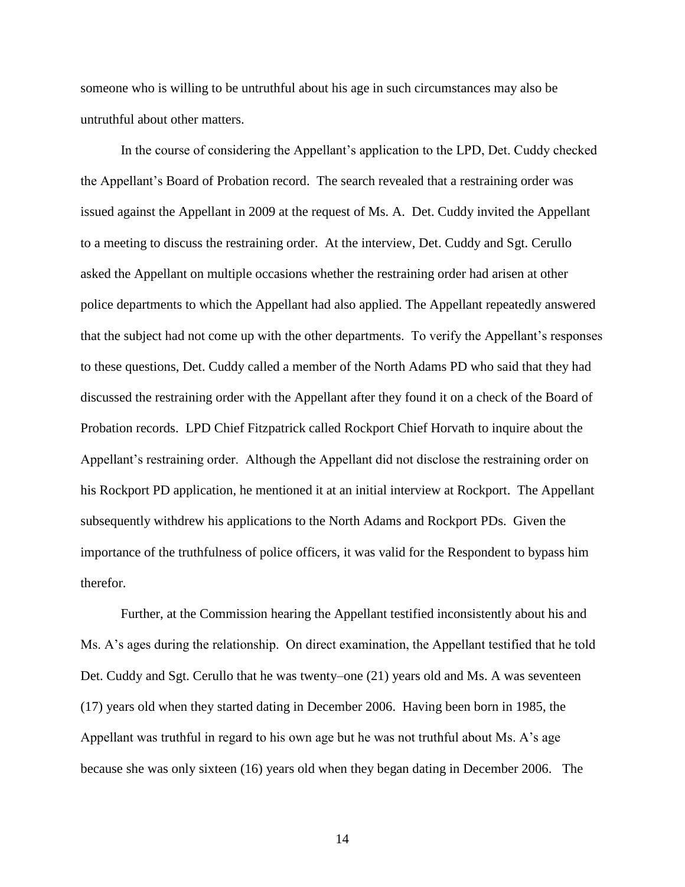someone who is willing to be untruthful about his age in such circumstances may also be untruthful about other matters.

In the course of considering the Appellant's application to the LPD, Det. Cuddy checked the Appellant's Board of Probation record. The search revealed that a restraining order was issued against the Appellant in 2009 at the request of Ms. A. Det. Cuddy invited the Appellant to a meeting to discuss the restraining order. At the interview, Det. Cuddy and Sgt. Cerullo asked the Appellant on multiple occasions whether the restraining order had arisen at other police departments to which the Appellant had also applied. The Appellant repeatedly answered that the subject had not come up with the other departments. To verify the Appellant's responses to these questions, Det. Cuddy called a member of the North Adams PD who said that they had discussed the restraining order with the Appellant after they found it on a check of the Board of Probation records. LPD Chief Fitzpatrick called Rockport Chief Horvath to inquire about the Appellant's restraining order. Although the Appellant did not disclose the restraining order on his Rockport PD application, he mentioned it at an initial interview at Rockport. The Appellant subsequently withdrew his applications to the North Adams and Rockport PDs. Given the importance of the truthfulness of police officers, it was valid for the Respondent to bypass him therefor.

Further, at the Commission hearing the Appellant testified inconsistently about his and Ms. A's ages during the relationship. On direct examination, the Appellant testified that he told Det. Cuddy and Sgt. Cerullo that he was twenty–one (21) years old and Ms. A was seventeen (17) years old when they started dating in December 2006. Having been born in 1985, the Appellant was truthful in regard to his own age but he was not truthful about Ms. A's age because she was only sixteen (16) years old when they began dating in December 2006. The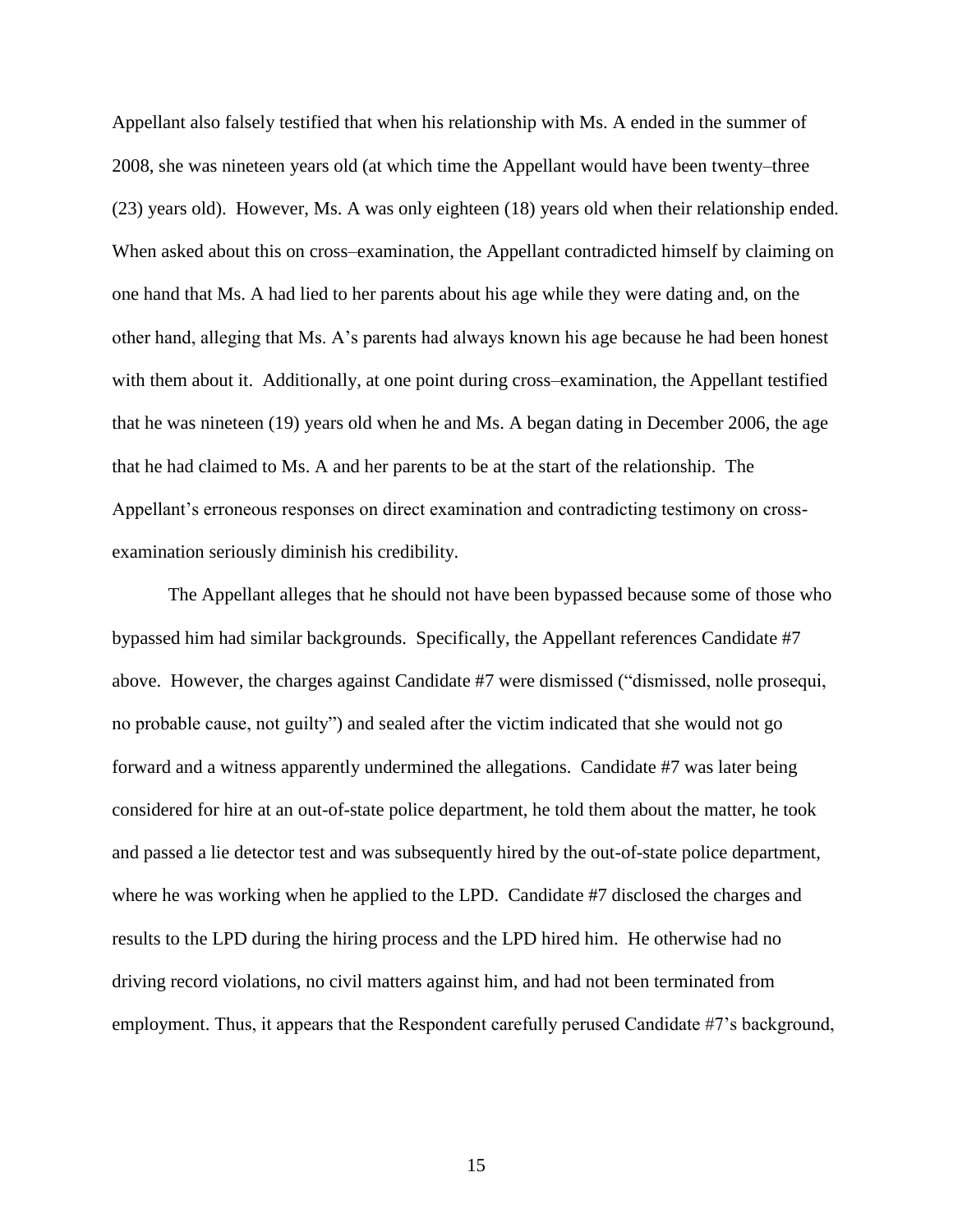Appellant also falsely testified that when his relationship with Ms. A ended in the summer of 2008, she was nineteen years old (at which time the Appellant would have been twenty–three (23) years old). However, Ms. A was only eighteen (18) years old when their relationship ended. When asked about this on cross–examination, the Appellant contradicted himself by claiming on one hand that Ms. A had lied to her parents about his age while they were dating and, on the other hand, alleging that Ms. A's parents had always known his age because he had been honest with them about it. Additionally, at one point during cross–examination, the Appellant testified that he was nineteen (19) years old when he and Ms. A began dating in December 2006, the age that he had claimed to Ms. A and her parents to be at the start of the relationship. The Appellant's erroneous responses on direct examination and contradicting testimony on cross-examination seriously diminish his credibility.

The Appellant alleges that he should not have been bypassed because some of those who bypassed him had similar backgrounds. Specifically, the Appellant references Candidate #7 above. However, the charges against Candidate #7 were dismissed ("dismissed, nolle prosequi, no probable cause, not guilty") and sealed after the victim indicated that she would not go forward and a witness apparently undermined the allegations. Candidate #7 was later being considered for hire at an out-of-state police department, he told them about the matter, he took and passed a lie detector test and was subsequently hired by the out-of-state police department, where he was working when he applied to the LPD. Candidate #7 disclosed the charges and results to the LPD during the hiring process and the LPD hired him. He otherwise had no driving record violations, no civil matters against him, and had not been terminated from employment. Thus, it appears that the Respondent carefully perused Candidate #7's background,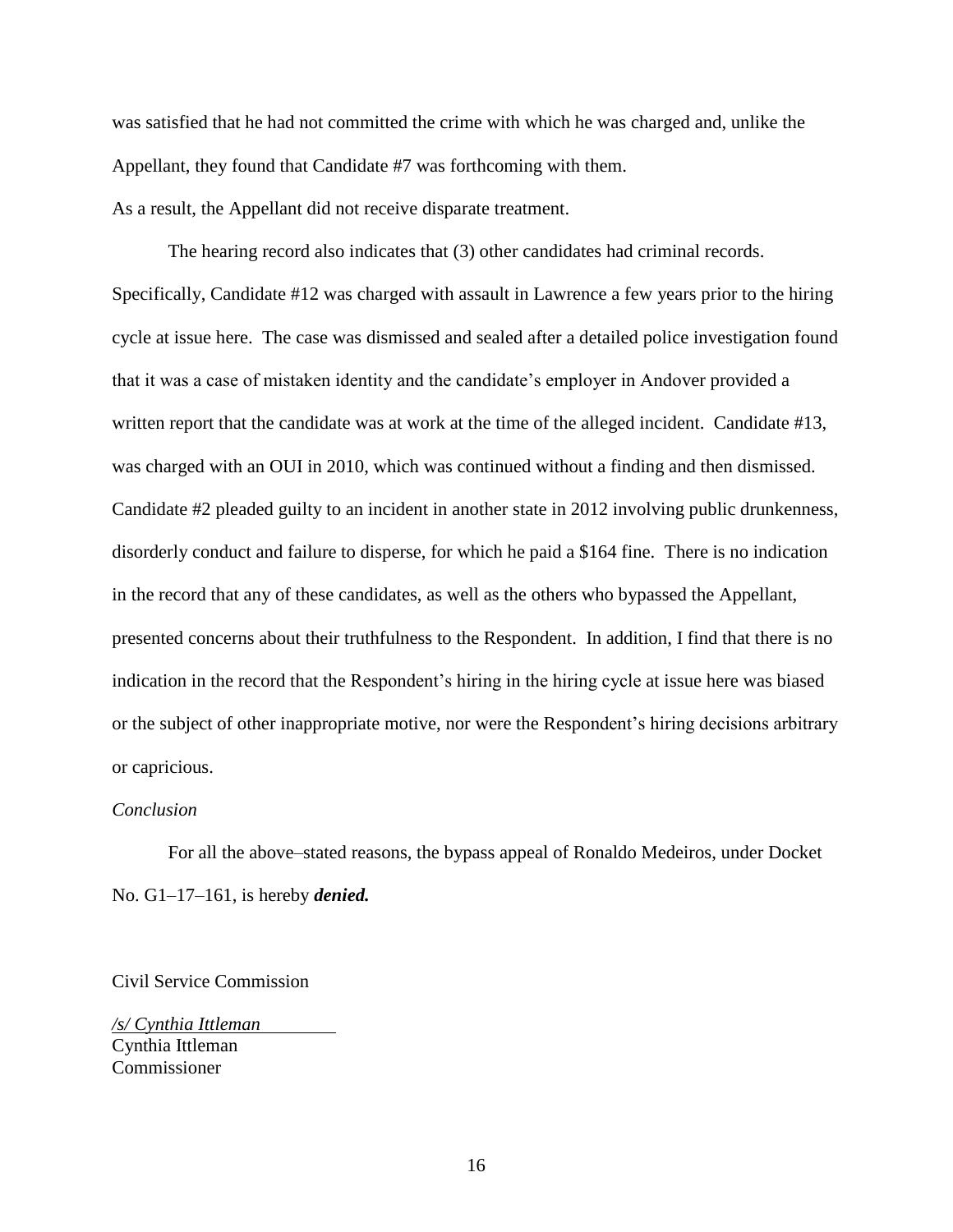was satisfied that he had not committed the crime with which he was charged and, unlike the Appellant, they found that Candidate #7 was forthcoming with them.

As a result, the Appellant did not receive disparate treatment.

The hearing record also indicates that (3) other candidates had criminal records. Specifically, Candidate #12 was charged with assault in Lawrence a few years prior to the hiring cycle at issue here. The case was dismissed and sealed after a detailed police investigation found that it was a case of mistaken identity and the candidate's employer in Andover provided a written report that the candidate was at work at the time of the alleged incident. Candidate #13, was charged with an OUI in 2010, which was continued without a finding and then dismissed. Candidate #2 pleaded guilty to an incident in another state in 2012 involving public drunkenness, disorderly conduct and failure to disperse, for which he paid a $164 fine. There is no indication in the record that any of these candidates, as well as the others who bypassed the Appellant, presented concerns about their truthfulness to the Respondent. In addition, I find that there is no indication in the record that the Respondent's hiring in the hiring cycle at issue here was biased or the subject of other inappropriate motive, nor were the Respondent's hiring decisions arbitrary or capricious.

*Conclusion*

For all the above–stated reasons, the bypass appeal of Ronaldo Medeiros, under Docket No. G1–17–161, is hereby ***denied.***

Civil Service Commission

*/s/ Cynthia Ittleman*
Cynthia Ittleman
Commissioner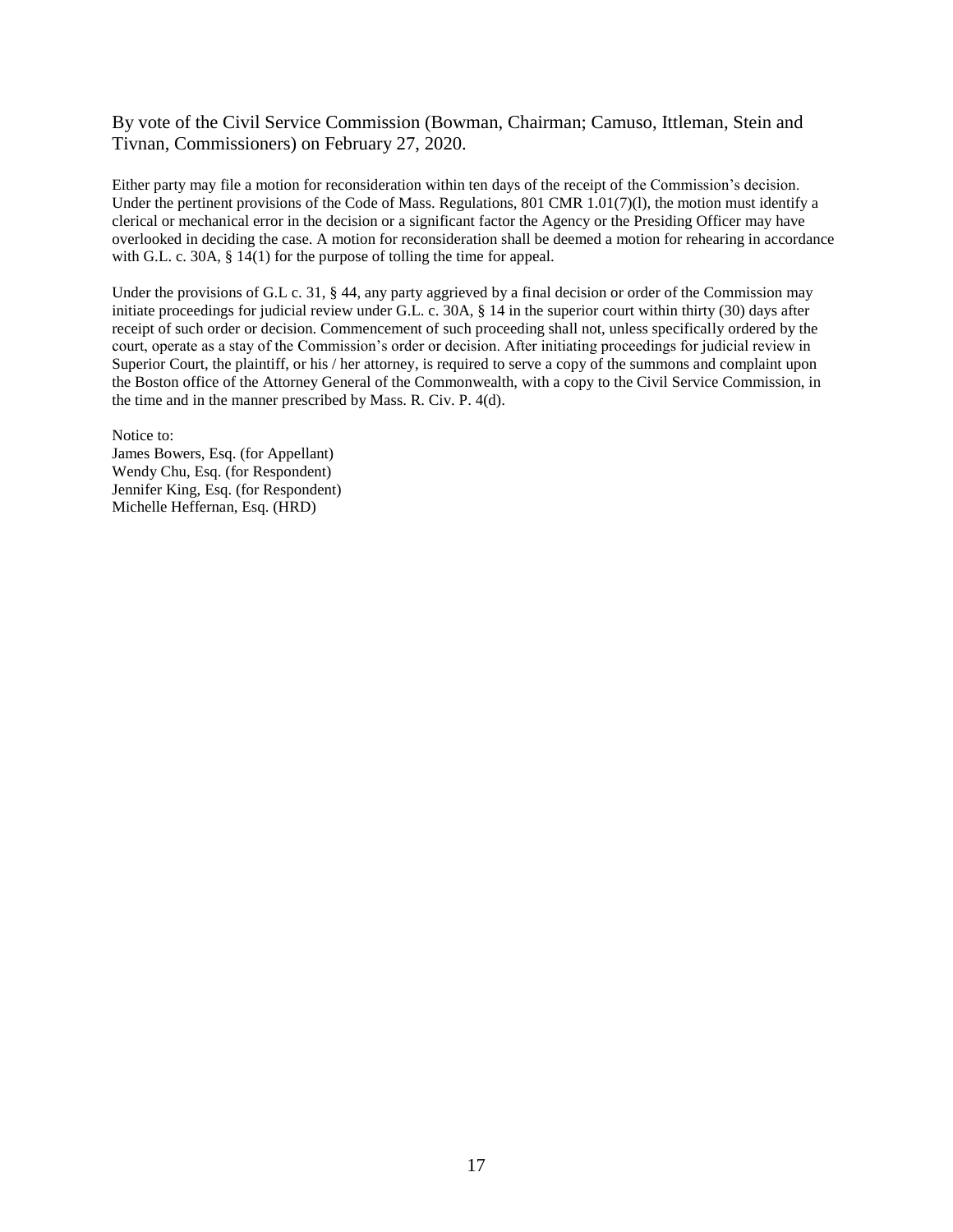By vote of the Civil Service Commission (Bowman, Chairman; Camuso, Ittleman, Stein and Tivnan, Commissioners) on February 27, 2020.

Either party may file a motion for reconsideration within ten days of the receipt of the Commission's decision. Under the pertinent provisions of the Code of Mass. Regulations, 801 CMR 1.01(7)(l), the motion must identify a clerical or mechanical error in the decision or a significant factor the Agency or the Presiding Officer may have overlooked in deciding the case. A motion for reconsideration shall be deemed a motion for rehearing in accordance with G.L. c. 30A, § 14(1) for the purpose of tolling the time for appeal.

Under the provisions of G.L c. 31, § 44, any party aggrieved by a final decision or order of the Commission may initiate proceedings for judicial review under G.L. c. 30A, § 14 in the superior court within thirty (30) days after receipt of such order or decision. Commencement of such proceeding shall not, unless specifically ordered by the court, operate as a stay of the Commission's order or decision. After initiating proceedings for judicial review in Superior Court, the plaintiff, or his / her attorney, is required to serve a copy of the summons and complaint upon the Boston office of the Attorney General of the Commonwealth, with a copy to the Civil Service Commission, in the time and in the manner prescribed by Mass. R. Civ. P. 4(d).

Notice to:
James Bowers, Esq. (for Appellant)
Wendy Chu, Esq. (for Respondent)
Jennifer King, Esq. (for Respondent)
Michelle Heffernan, Esq. (HRD)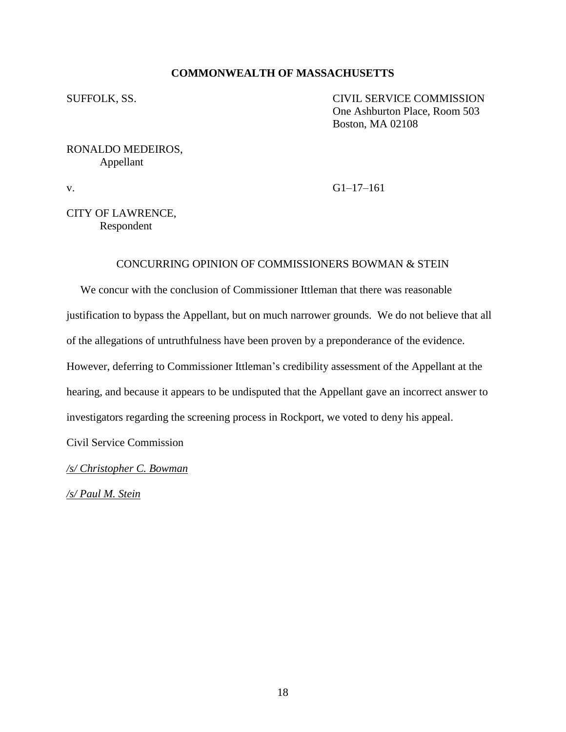**COMMONWEALTH OF MASSACHUSETTS**

SUFFOLK, SS.

CIVIL SERVICE COMMISSION
One Ashburton Place, Room 503
Boston, MA 02108

RONALDO MEDEIROS,
Appellant

v.

G1–17–161

CITY OF LAWRENCE,
Respondent

CONCURRING OPINION OF COMMISSIONERS BOWMAN & STEIN

We concur with the conclusion of Commissioner Ittleman that there was reasonable justification to bypass the Appellant, but on much narrower grounds. We do not believe that all of the allegations of untruthfulness have been proven by a preponderance of the evidence. However, deferring to Commissioner Ittleman's credibility assessment of the Appellant at the hearing, and because it appears to be undisputed that the Appellant gave an incorrect answer to investigators regarding the screening process in Rockport, we voted to deny his appeal.

Civil Service Commission

*/s/ Christopher C. Bowman*

*/s/ Paul M. Stein*